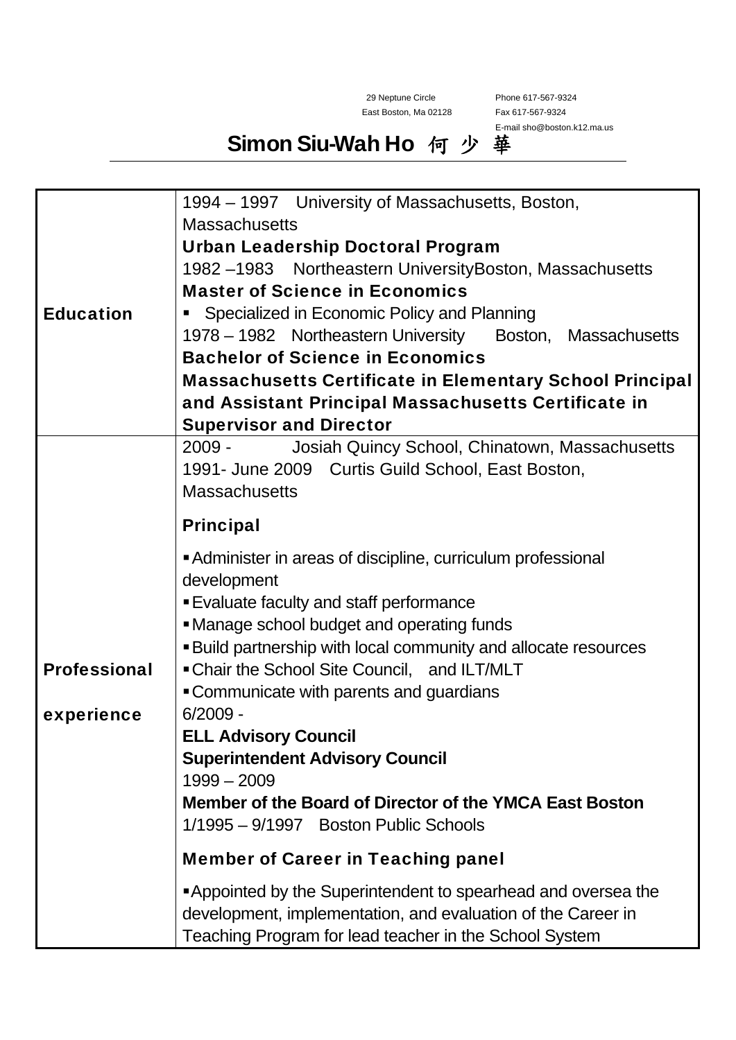29 Neptune Circle
East Boston, Ma 02128

Phone 617-567-9324
Fax 617-567-9324
E-mail sho@boston.k12.ma.us

# Simon Siu-Wah Ho 何 少 華

| | |
|---|---|
| **Education** | 1994 – 1997 University of Massachusetts, Boston, Massachusetts<br>**Urban Leadership Doctoral Program**<br>1982 –1983 Northeastern UniversityBoston, Massachusetts<br>**Master of Science in Economics**<br>▪ Specialized in Economic Policy and Planning<br>1978 – 1982 Northeastern University Boston, Massachusetts<br>**Bachelor of Science in Economics**<br>**Massachusetts Certificate in Elementary School Principal and Assistant Principal Massachusetts Certificate in Supervisor and Director** |
| **Professional experience** | 2009 - Josiah Quincy School, Chinatown, Massachusetts<br>1991- June 2009 Curtis Guild School, East Boston, Massachusetts<br>**Principal**<br>▪ Administer in areas of discipline, curriculum professional development<br>▪ Evaluate faculty and staff performance<br>▪ Manage school budget and operating funds<br>▪ Build partnership with local community and allocate resources<br>▪ Chair the School Site Council, and ILT/MLT<br>▪ Communicate with parents and guardians<br>6/2009 -<br>**ELL Advisory Council**<br>**Superintendent Advisory Council**<br>1999 – 2009<br>**Member of the Board of Director of the YMCA East Boston**<br>1/1995 – 9/1997 Boston Public Schools<br>**Member of Career in Teaching panel**<br>▪ Appointed by the Superintendent to spearhead and oversea the development, implementation, and evaluation of the Career in Teaching Program for lead teacher in the School System |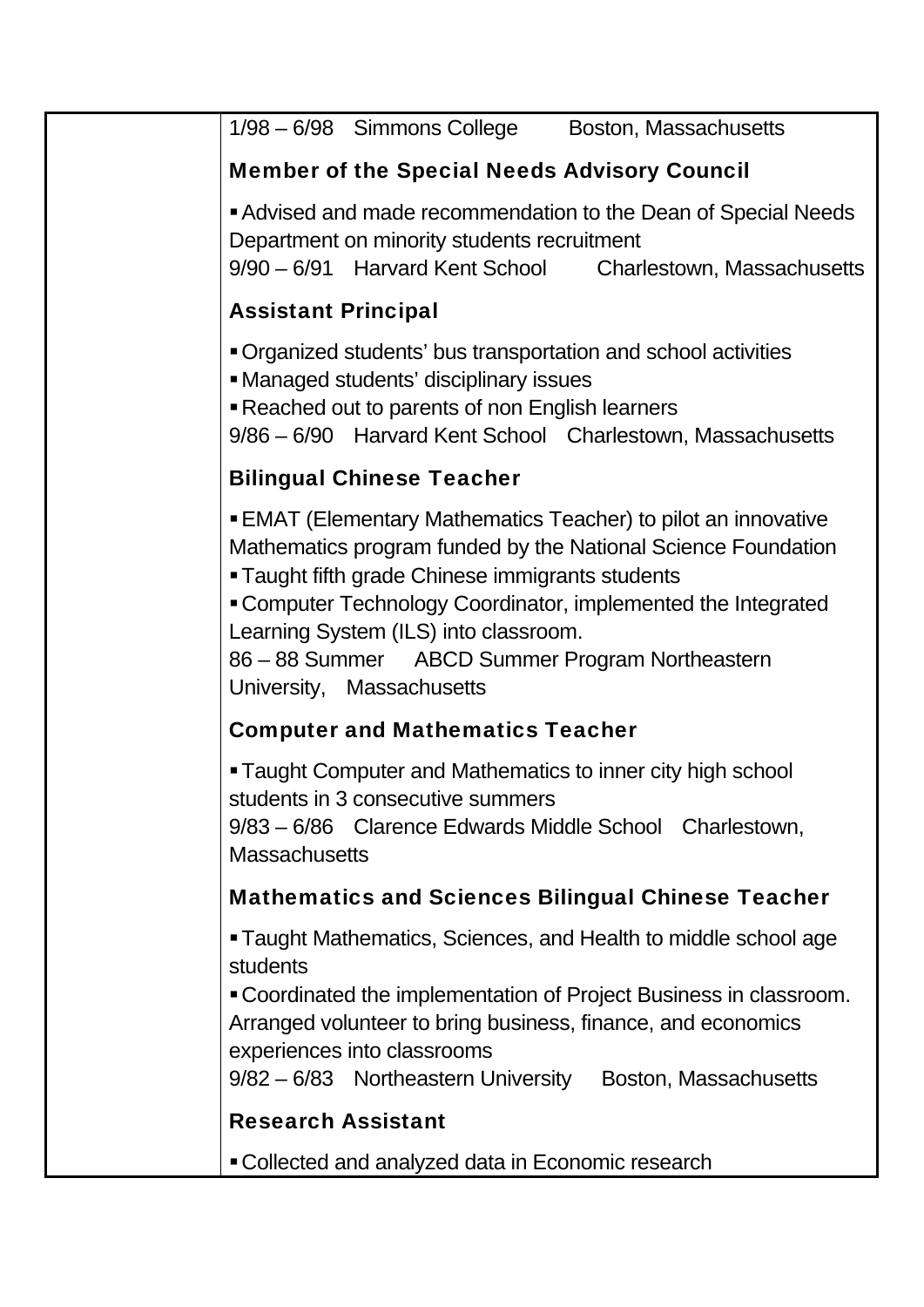1/98 – 6/98 Simmons College Boston, Massachusetts

### Member of the Special Needs Advisory Council

- Advised and made recommendation to the Dean of Special Needs Department on minority students recruitment

9/90 – 6/91 Harvard Kent School Charlestown, Massachusetts

### Assistant Principal

- Organized students' bus transportation and school activities
- Managed students' disciplinary issues
- Reached out to parents of non English learners

9/86 – 6/90 Harvard Kent School Charlestown, Massachusetts

### Bilingual Chinese Teacher

- EMAT (Elementary Mathematics Teacher) to pilot an innovative Mathematics program funded by the National Science Foundation
- Taught fifth grade Chinese immigrants students
- Computer Technology Coordinator, implemented the Integrated Learning System (ILS) into classroom.

86 – 88 Summer ABCD Summer Program Northeastern University, Massachusetts

### Computer and Mathematics Teacher

- Taught Computer and Mathematics to inner city high school students in 3 consecutive summers

9/83 – 6/86 Clarence Edwards Middle School Charlestown, Massachusetts

### Mathematics and Sciences Bilingual Chinese Teacher

- Taught Mathematics, Sciences, and Health to middle school age students
- Coordinated the implementation of Project Business in classroom. Arranged volunteer to bring business, finance, and economics experiences into classrooms

9/82 – 6/83 Northeastern University Boston, Massachusetts

### Research Assistant

- Collected and analyzed data in Economic research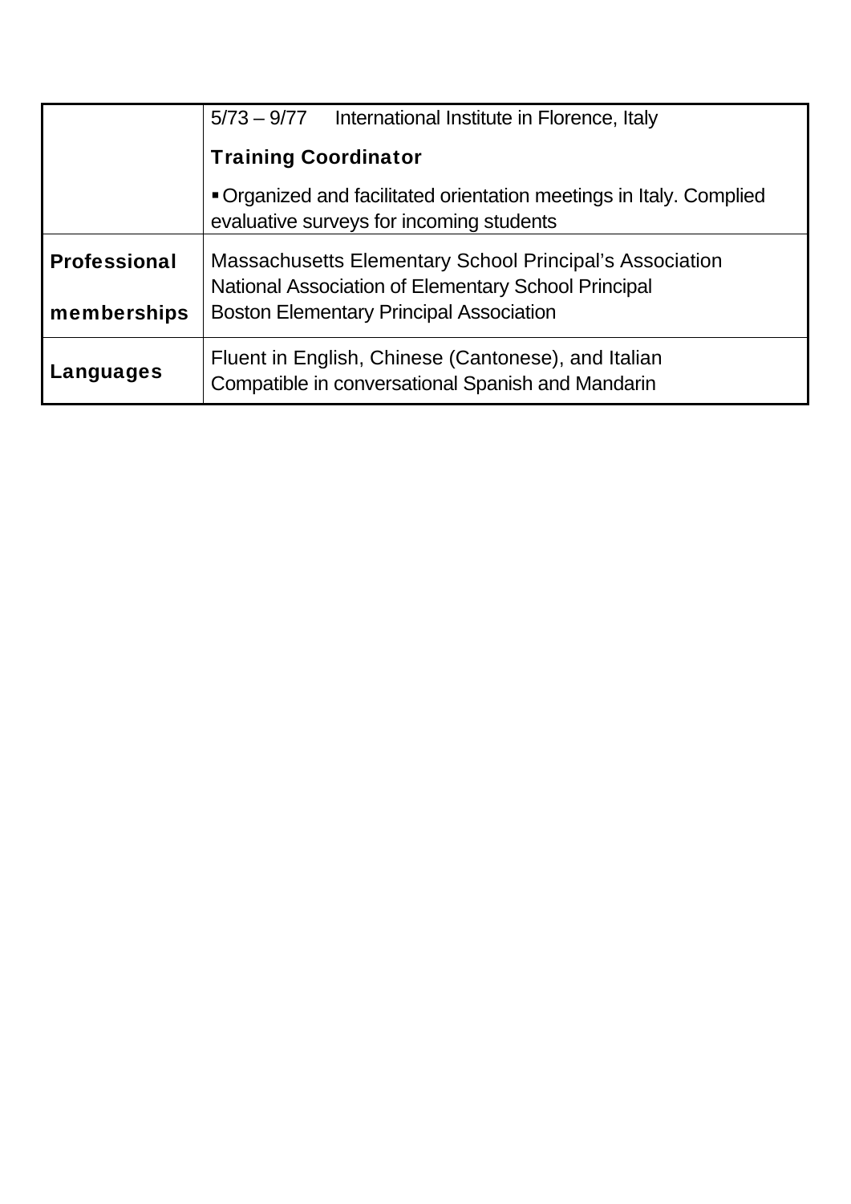| | |
|---|---|
| | 5/73 – 9/77 International Institute in Florence, Italy<br>**Training Coordinator**<br>▪ Organized and facilitated orientation meetings in Italy. Complied evaluative surveys for incoming students |
| **Professional memberships** | Massachusetts Elementary School Principal's Association<br>National Association of Elementary School Principal<br>Boston Elementary Principal Association |
| **Languages** | Fluent in English, Chinese (Cantonese), and Italian<br>Compatible in conversational Spanish and Mandarin |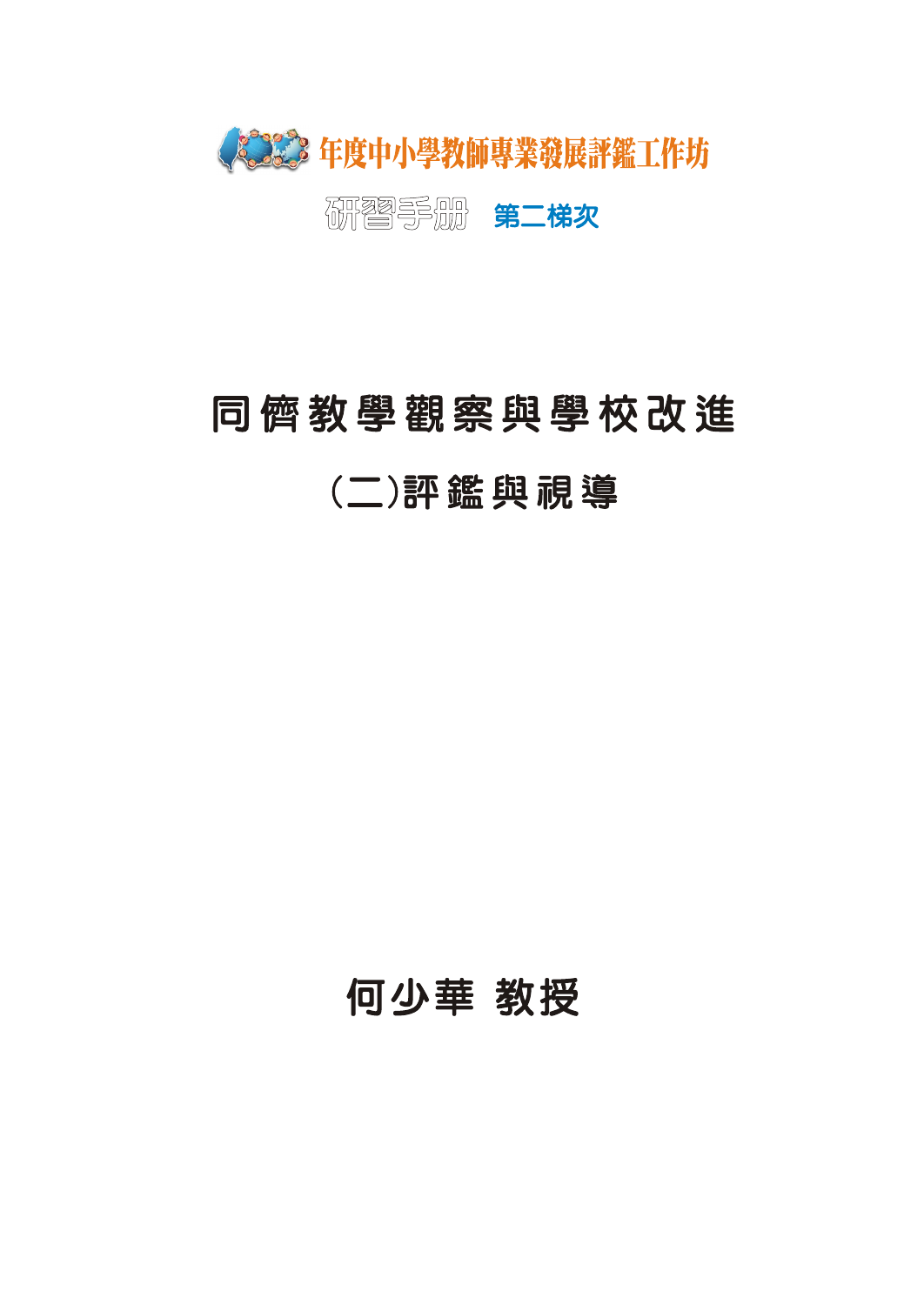100年度中小學教師專業發展評鑑工作坊

研習手冊 第二梯次

# 同儕教學觀察與學校改進

## (二)評鑑與視導

何少華 教授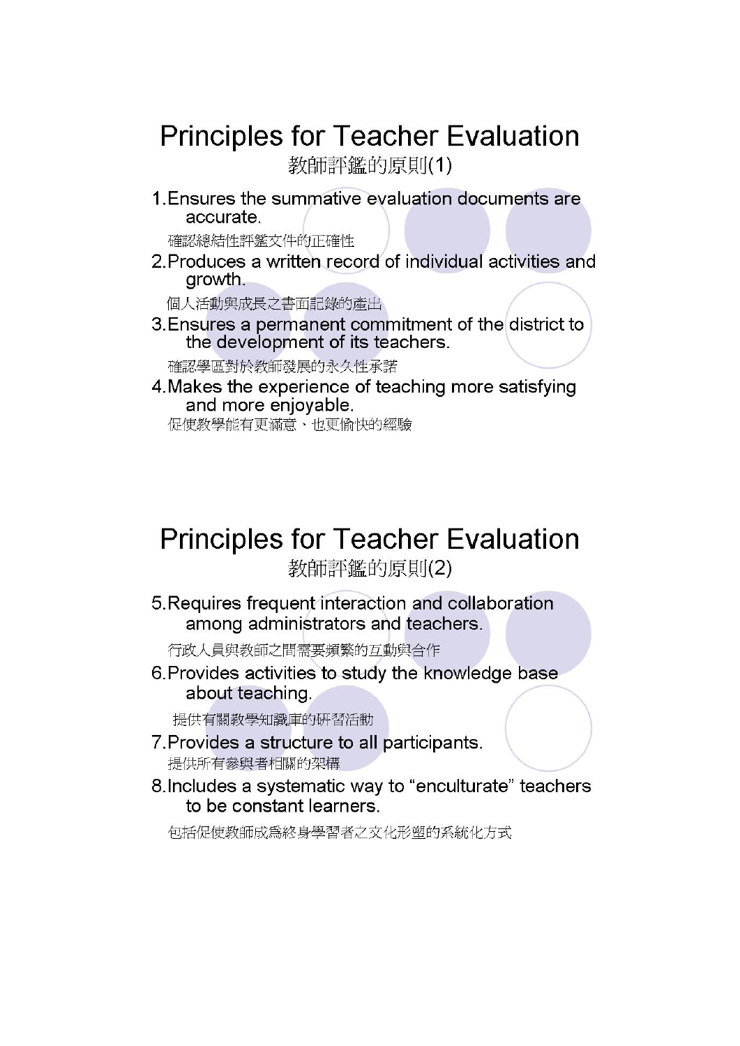# Principles for Teacher Evaluation

教師評鑑的原則(1)

1. Ensures the summative evaluation documents are accurate.

   確認總結性評鑑文件的正確性

2. Produces a written record of individual activities and growth.

   個人活動與成長之書面記錄的產出

3. Ensures a permanent commitment of the district to the development of its teachers.

   確認學區對於教師發展的永久性承諾

4. Makes the experience of teaching more satisfying and more enjoyable.

   促使教學能有更滿意、也更愉快的經驗

# Principles for Teacher Evaluation

教師評鑑的原則(2)

5. Requires frequent interaction and collaboration among administrators and teachers.

   行政人員與教師之間需要頻繁的互動與合作

6. Provides activities to study the knowledge base about teaching.

   提供有關教學知識庫的研習活動

7. Provides a structure to all participants.

   提供所有參與者相關的架構

8. Includes a systematic way to "enculturate" teachers to be constant learners.

   包括促使教師成為終身學習者之文化形塑的系統化方式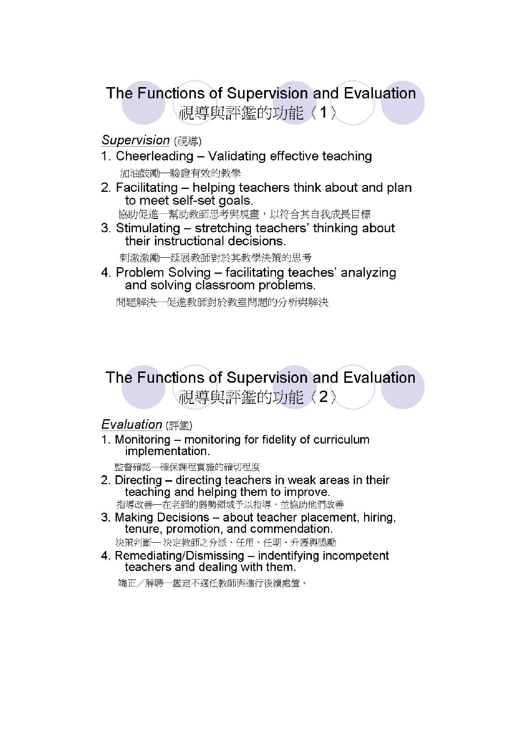## The Functions of Supervision and Evaluation 視導與評鑑的功能〈1〉

*Supervision* (視導)

1. Cheerleading – Validating effective teaching
   加油鼓勵—驗證有效的教學
2. Facilitating – helping teachers think about and plan to meet self-set goals.
   協助促進—幫助教師思考與規畫，以符合其自我成長目標
3. Stimulating – stretching teachers' thinking about their instructional decisions.
   刺激激勵—延展教師對於其教學決策的思考
4. Problem Solving – facilitating teaches' analyzing and solving classroom problems.
   問題解決—促進教師對於教室問題的分析與解決

## The Functions of Supervision and Evaluation 視導與評鑑的功能〈2〉

*Evaluation* (評鑑)

1. Monitoring – monitoring for fidelity of curriculum implementation.
   監督確認—確保課程實施的確切程度
2. Directing – directing teachers in weak areas in their teaching and helping them to improve.
   指導改善—在老師的弱勢領域予以指導，並協助他們改善
3. Making Decisions – about teacher placement, hiring, tenure, promotion, and commendation.
   決策判斷— 決定教師之分派、任用、任期、升遷與獎勵
4. Remediating/Dismissing – indentifying incompetent teachers and dealing with them.
   矯正／解聘—鑑定不適任教師與進行後續處置。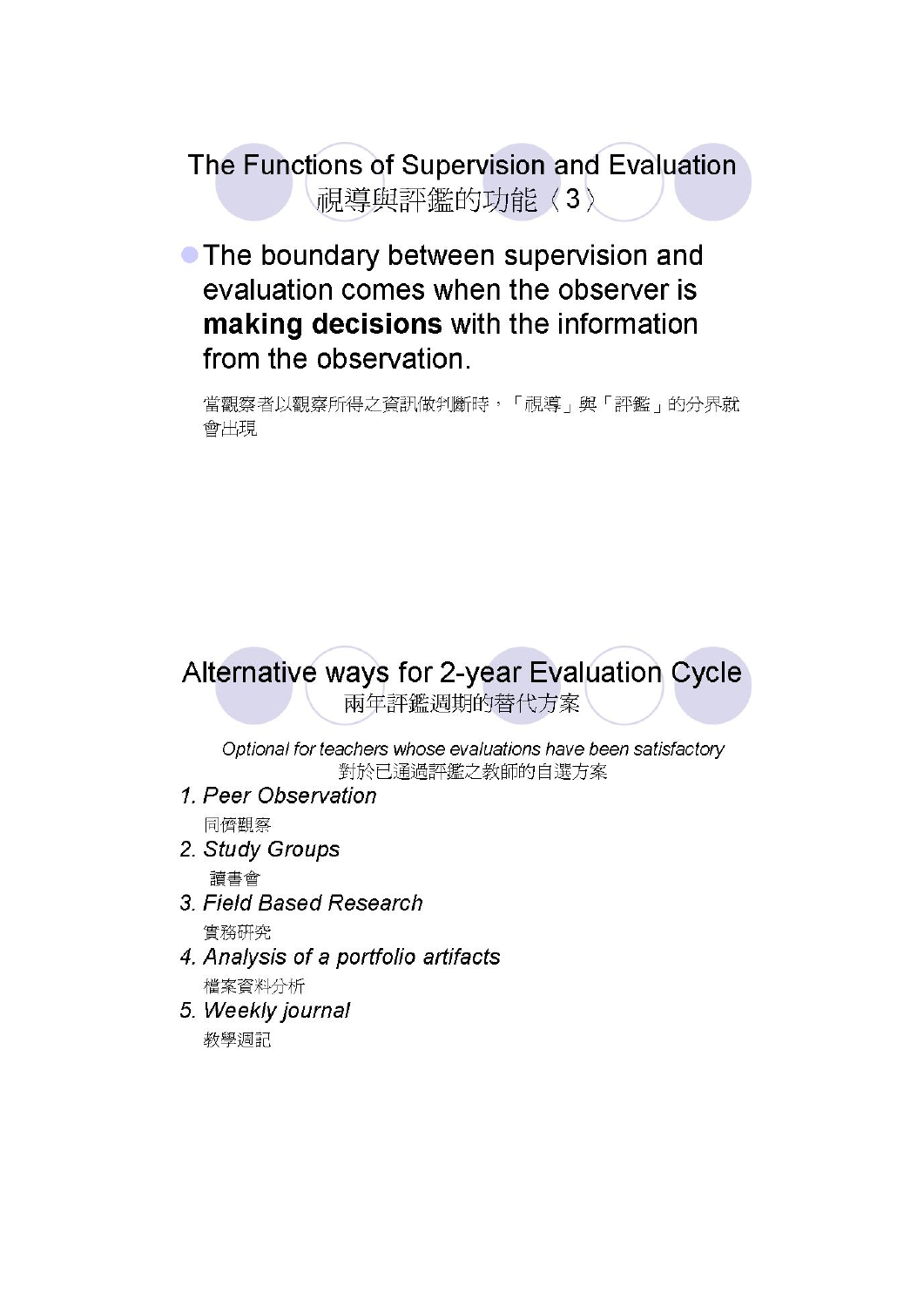## The Functions of Supervision and Evaluation
## 視導與評鑑的功能〈3〉

- The boundary between supervision and evaluation comes when the observer is **making decisions** with the information from the observation.

  當觀察者以觀察所得之資訊做判斷時，「視導」與「評鑑」的分界就會出現

## Alternative ways for 2-year Evaluation Cycle
## 兩年評鑑週期的替代方案

*Optional for teachers whose evaluations have been satisfactory*
對於已通過評鑑之教師的自選方案

1. *Peer Observation*
   同儕觀察
2. *Study Groups*
   讀書會
3. *Field Based Research*
   實務研究
4. *Analysis of a portfolio artifacts*
   檔案資料分析
5. *Weekly journal*
   教學週記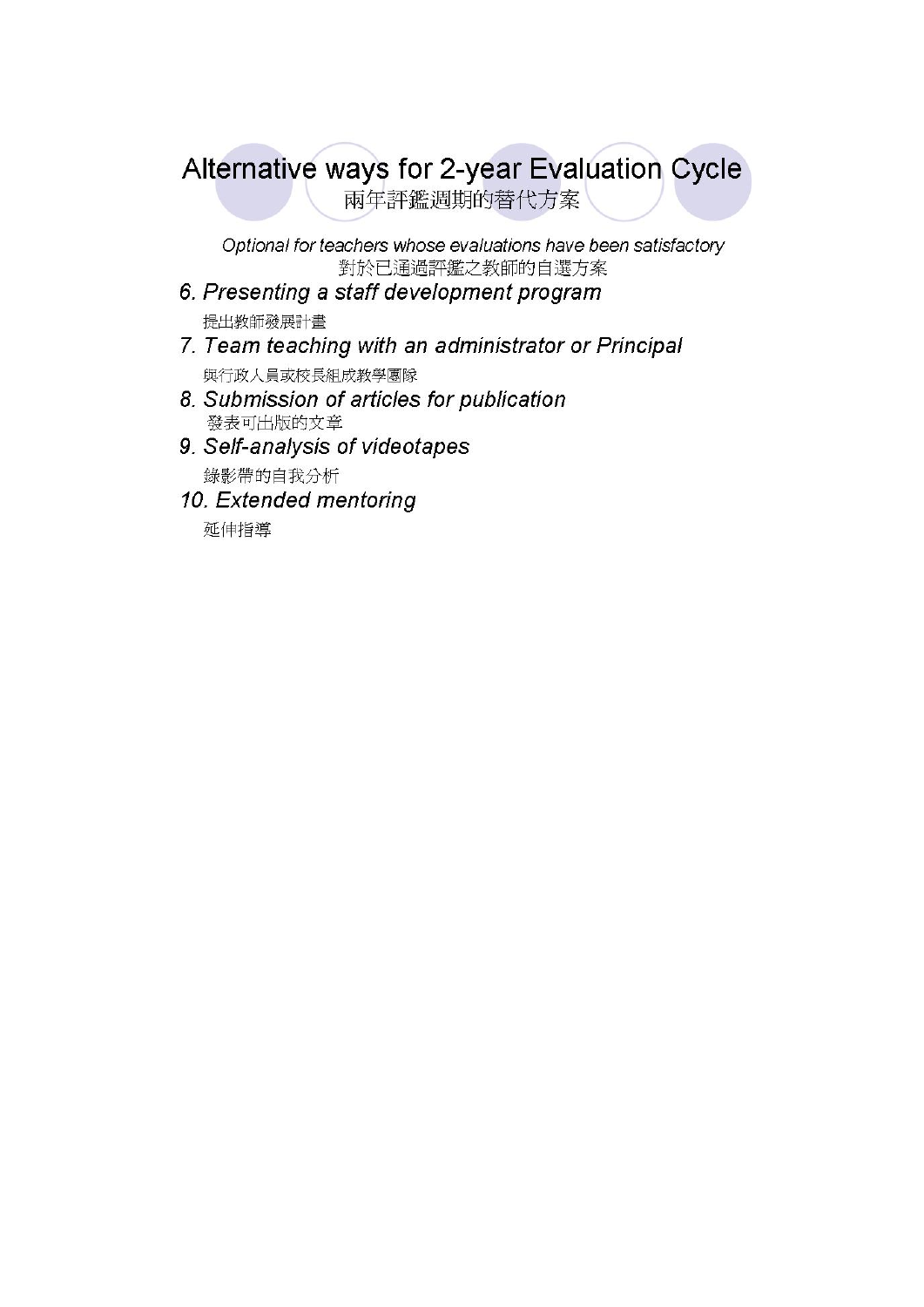# Alternative ways for 2-year Evaluation Cycle
兩年評鑑週期的替代方案

*Optional for teachers whose evaluations have been satisfactory*
對於已通過評鑑之教師的自選方案

6. *Presenting a staff development program*
   提出教師發展計畫
7. *Team teaching with an administrator or Principal*
   與行政人員或校長組成教學團隊
8. *Submission of articles for publication*
   發表可出版的文章
9. *Self-analysis of videotapes*
   錄影帶的自我分析
10. *Extended mentoring*
    延伸指導